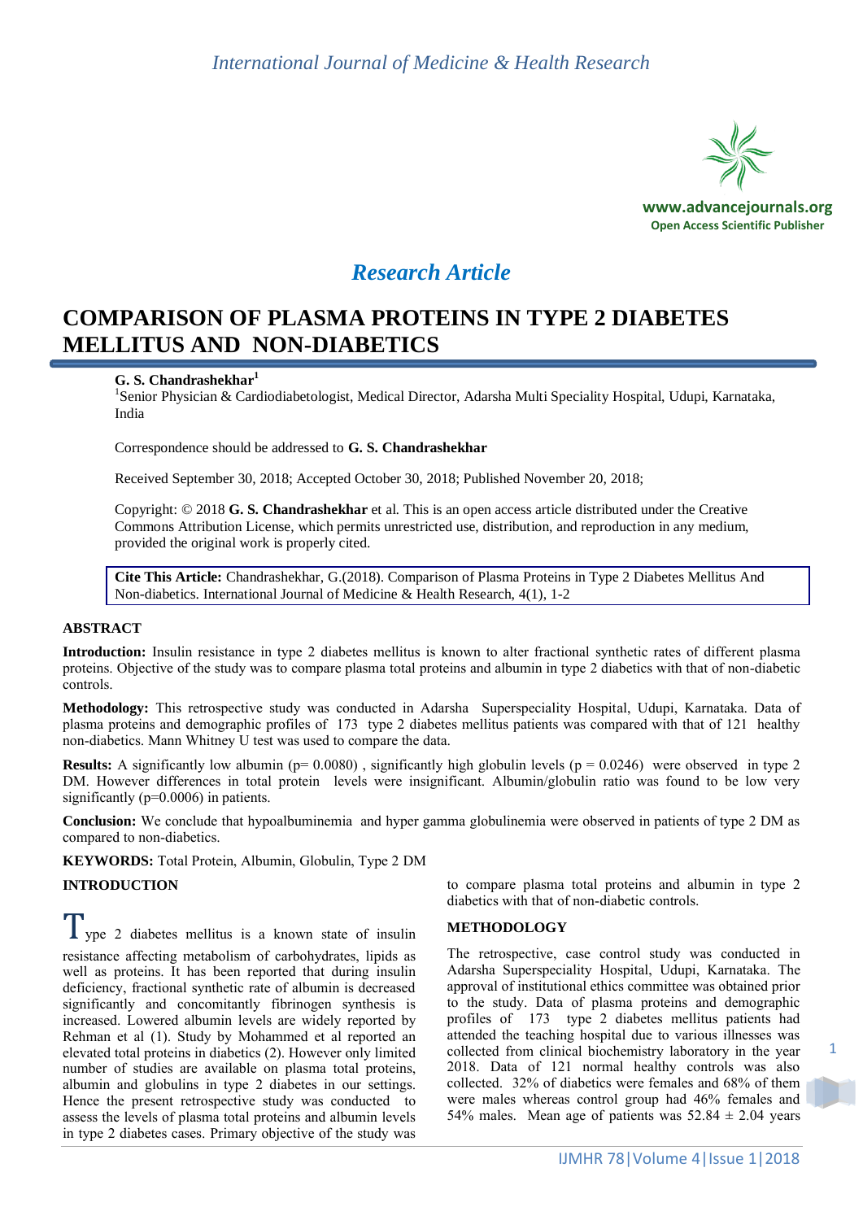*Research Article*

# COMPARISON OF PLASMA PROTEINS IN TYPE 2 DIABETES MELLITUS AND NON-DIABETICS

**G. S. Chandrashekhar**[1]

[1]Senior Physician & Cardiodiabetologist, Medical Director, Adarsha Multi Speciality Hospital, Udupi, Karnataka, India

Correspondence should be addressed to **G. S. Chandrashekhar**

Received September 30, 2018; Accepted October 30, 2018; Published November 20, 2018;

Copyright: © 2018 **G. S. Chandrashekhar** et al. This is an open access article distributed under the Creative Commons Attribution License, which permits unrestricted use, distribution, and reproduction in any medium, provided the original work is properly cited.

**Cite This Article:** Chandrashekhar, G.(2018). Comparison of Plasma Proteins in Type 2 Diabetes Mellitus And Non-diabetics. International Journal of Medicine & Health Research, 4(1), 1-2

## ABSTRACT

**Introduction:** Insulin resistance in type 2 diabetes mellitus is known to alter fractional synthetic rates of different plasma proteins. Objective of the study was to compare plasma total proteins and albumin in type 2 diabetics with that of non-diabetic controls.

**Methodology:** This retrospective study was conducted in Adarsha Superspeciality Hospital, Udupi, Karnataka. Data of plasma proteins and demographic profiles of 173 type 2 diabetes mellitus patients was compared with that of 121 healthy non-diabetics. Mann Whitney U test was used to compare the data.

**Results:** A significantly low albumin (p= 0.0080) , significantly high globulin levels (p = 0.0246) were observed in type 2 DM. However differences in total protein levels were insignificant. Albumin/globulin ratio was found to be low very significantly (p=0.0006) in patients.

**Conclusion:** We conclude that hypoalbuminemia and hyper gamma globulinemia were observed in patients of type 2 DM as compared to non-diabetics.

**KEYWORDS:** Total Protein, Albumin, Globulin, Type 2 DM

## INTRODUCTION

Type 2 diabetes mellitus is a known state of insulin resistance affecting metabolism of carbohydrates, lipids as well as proteins. It has been reported that during insulin deficiency, fractional synthetic rate of albumin is decreased significantly and concomitantly fibrinogen synthesis is increased. Lowered albumin levels are widely reported by Rehman et al (1). Study by Mohammed et al reported an elevated total proteins in diabetics (2). However only limited number of studies are available on plasma total proteins, albumin and globulins in type 2 diabetes in our settings. Hence the present retrospective study was conducted to assess the levels of plasma total proteins and albumin levels in type 2 diabetes cases. Primary objective of the study was to compare plasma total proteins and albumin in type 2 diabetics with that of non-diabetic controls.

## METHODOLOGY

The retrospective, case control study was conducted in Adarsha Superspeciality Hospital, Udupi, Karnataka. The approval of institutional ethics committee was obtained prior to the study. Data of plasma proteins and demographic profiles of 173 type 2 diabetes mellitus patients had attended the teaching hospital due to various illnesses was collected from clinical biochemistry laboratory in the year 2018. Data of 121 normal healthy controls was also collected. 32% of diabetics were females and 68% of them were males whereas control group had 46% females and 54% males. Mean age of patients was 52.84 ± 2.04 years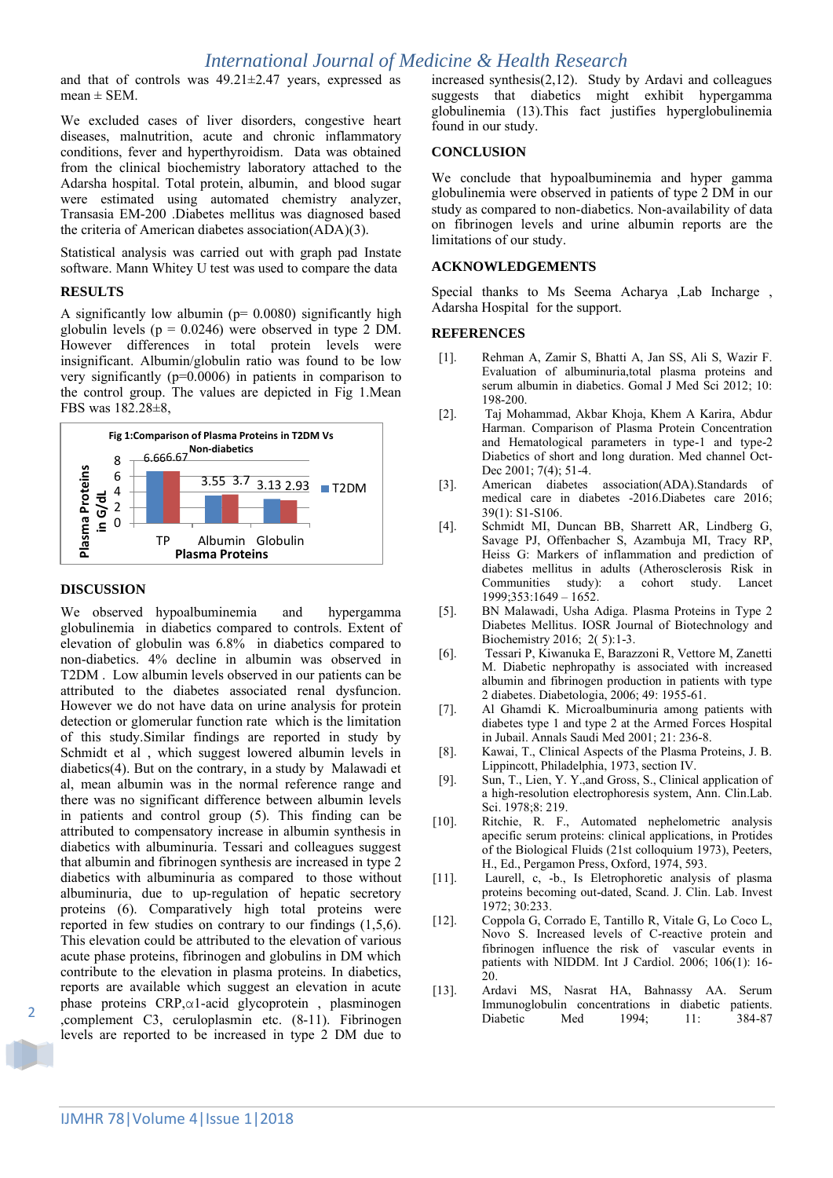and that of controls was 49.21±2.47 years, expressed as mean ± SEM.

We excluded cases of liver disorders, congestive heart diseases, malnutrition, acute and chronic inflammatory conditions, fever and hyperthyroidism. Data was obtained from the clinical biochemistry laboratory attached to the Adarsha hospital. Total protein, albumin, and blood sugar were estimated using automated chemistry analyzer, Transasia EM-200 .Diabetes mellitus was diagnosed based the criteria of American diabetes association(ADA)(3).

Statistical analysis was carried out with graph pad Instate software. Mann Whitey U test was used to compare the data

## RESULTS

A significantly low albumin (p= 0.0080) significantly high globulin levels (p = 0.0246) were observed in type 2 DM. However differences in total protein levels were insignificant. Albumin/globulin ratio was found to be low very significantly (p=0.0006) in patients in comparison to the control group. The values are depicted in Fig 1.Mean FBS was 182.28±8,

Fig 1:Comparison of Plasma Proteins in T2DM Vs Non-diabetics

6.66 6.67
3.55 3.7
3.13 2.93
8
6
4
2
0
Plasma Proteins in G/dL
TP
Albumin
Globulin
Plasma Proteins
T2DM

## DISCUSSION

We observed hypoalbuminemia and hypergamma globulinemia in diabetics compared to controls. Extent of elevation of globulin was 6.8% in diabetics compared to non-diabetics. 4% decline in albumin was observed in T2DM . Low albumin levels observed in our patients can be attributed to the diabetes associated renal dysfunction. However we do not have data on urine analysis for protein detection or glomerular function rate which is the limitation of this study.Similar findings are reported in study by Schmidt et al , which suggest lowered albumin levels in diabetics(4). But on the contrary, in a study by Malawadi et al, mean albumin was in the normal reference range and there was no significant difference between albumin levels in patients and control group (5). This finding can be attributed to compensatory increase in albumin synthesis in diabetics with albuminuria. Tessari and colleagues suggest that albumin and fibrinogen synthesis are increased in type 2 diabetics with albuminuria as compared to those without albuminuria, due to up-regulation of hepatic secretory proteins (6). Comparatively high total proteins were reported in few studies on contrary to our findings (1,5,6). This elevation could be attributed to the elevation of various acute phase proteins, fibrinogen and globulins in DM which contribute to the elevation in plasma proteins. In diabetics, reports are available which suggest an elevation in acute phase proteins CRP,$\alpha$1-acid glycoprotein , plasminogen ,complement C3, ceruloplasmin etc. (8-11). Fibrinogen levels are reported to be increased in type 2 DM due to increased synthesis(2,12). Study by Ardavi and colleagues suggests that diabetics might exhibit hypergamma globulinemia (13).This fact justifies hyperglobulinemia found in our study.

## CONCLUSION

We conclude that hypoalbuminemia and hyper gamma globulinemia were observed in patients of type 2 DM in our study as compared to non-diabetics. Non-availability of data on fibrinogen levels and urine albumin reports are the limitations of our study.

## ACKNOWLEDGEMENTS

Special thanks to Ms Seema Acharya ,Lab Incharge , Adarsha Hospital for the support.

## REFERENCES

[1]. Rehman A, Zamir S, Bhatti A, Jan SS, Ali S, Wazir F. Evaluation of albuminuria,total plasma proteins and serum albumin in diabetics. Gomal J Med Sci 2012; 10: 198-200.

[2]. Taj Mohammad, Akbar Khoja, Khem A Karira, Abdur Harman. Comparison of Plasma Protein Concentration and Hematological parameters in type-1 and type-2 Diabetics of short and long duration. Med channel Oct-Dec 2001; 7(4); 51-4.

[3]. American diabetes association(ADA).Standards of medical care in diabetes -2016.Diabetes care 2016; 39(1): S1-S106.

[4]. Schmidt MI, Duncan BB, Sharrett AR, Lindberg G, Savage PJ, Offenbacher S, Azambuja MI, Tracy RP, Heiss G: Markers of inflammation and prediction of diabetes mellitus in adults (Atherosclerosis Risk in Communities study): a cohort study. Lancet 1999;353:1649 – 1652.

[5]. BN Malawadi, Usha Adiga. Plasma Proteins in Type 2 Diabetes Mellitus. IOSR Journal of Biotechnology and Biochemistry 2016; 2( 5):1-3.

[6]. Tessari P, Kiwanuka E, Barazzoni R, Vettore M, Zanetti M. Diabetic nephropathy is associated with increased albumin and fibrinogen production in patients with type 2 diabetes. Diabetologia, 2006; 49: 1955-61.

[7]. Al Ghamdi K. Microalbuminuria among patients with diabetes type 1 and type 2 at the Armed Forces Hospital in Jubail. Annals Saudi Med 2001; 21: 236-8.

[8]. Kawai, T., Clinical Aspects of the Plasma Proteins, J. B. Lippincott, Philadelphia, 1973, section IV.

[9]. Sun, T., Lien, Y. Y.,and Gross, S., Clinical application of a high-resolution electrophoresis system, Ann. Clin.Lab. Sci. 1978;8: 219.

[10]. Ritchie, R. F., Automated nephelometric analysis apecific serum proteins: clinical applications, in Protides of the Biological Fluids (21st colloquium 1973), Peeters, H., Ed., Pergamon Press, Oxford, 1974, 593.

[11]. Laurell, c, -b., Is Eletrophoretic analysis of plasma proteins becoming out-dated, Scand. J. Clin. Lab. Invest 1972; 30:233.

[12]. Coppola G, Corrado E, Tantillo R, Vitale G, Lo Coco L, Novo S. Increased levels of C-reactive protein and fibrinogen influence the risk of vascular events in patients with NIDDM. Int J Cardiol. 2006; 106(1): 16-20.

[13]. Ardavi MS, Nasrat HA, Bahnassy AA. Serum Immunoglobulin concentrations in diabetic patients. Diabetic Med 1994; 11: 384-87